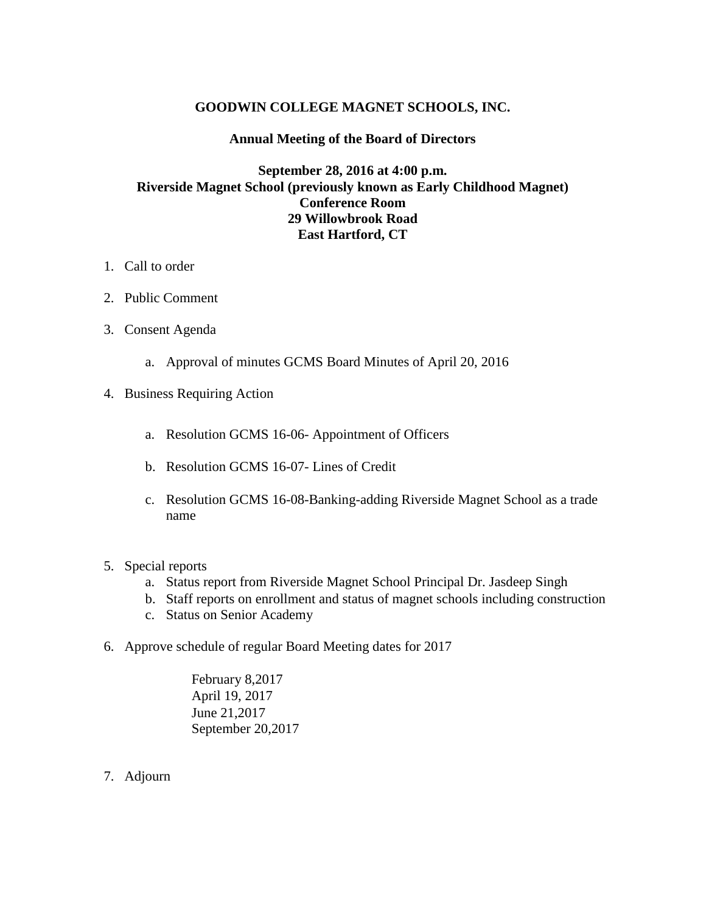**GOODWIN COLLEGE MAGNET SCHOOLS, INC.**

**Annual Meeting of the Board of Directors**

**September 28, 2016 at 4:00 p.m.**
**Riverside Magnet School (previously known as Early Childhood Magnet)**
**Conference Room**
**29 Willowbrook Road**
**East Hartford, CT**

1. Call to order

2. Public Comment

3. Consent Agenda

    a. Approval of minutes GCMS Board Minutes of April 20, 2016

4. Business Requiring Action

    a. Resolution GCMS 16-06- Appointment of Officers

    b. Resolution GCMS 16-07- Lines of Credit

    c. Resolution GCMS 16-08-Banking-adding Riverside Magnet School as a trade name

5. Special reports
    a. Status report from Riverside Magnet School Principal Dr. Jasdeep Singh
    b. Staff reports on enrollment and status of magnet schools including construction
    c. Status on Senior Academy

6. Approve schedule of regular Board Meeting dates for 2017

    February 8,2017
    April 19, 2017
    June 21,2017
    September 20,2017

7. Adjourn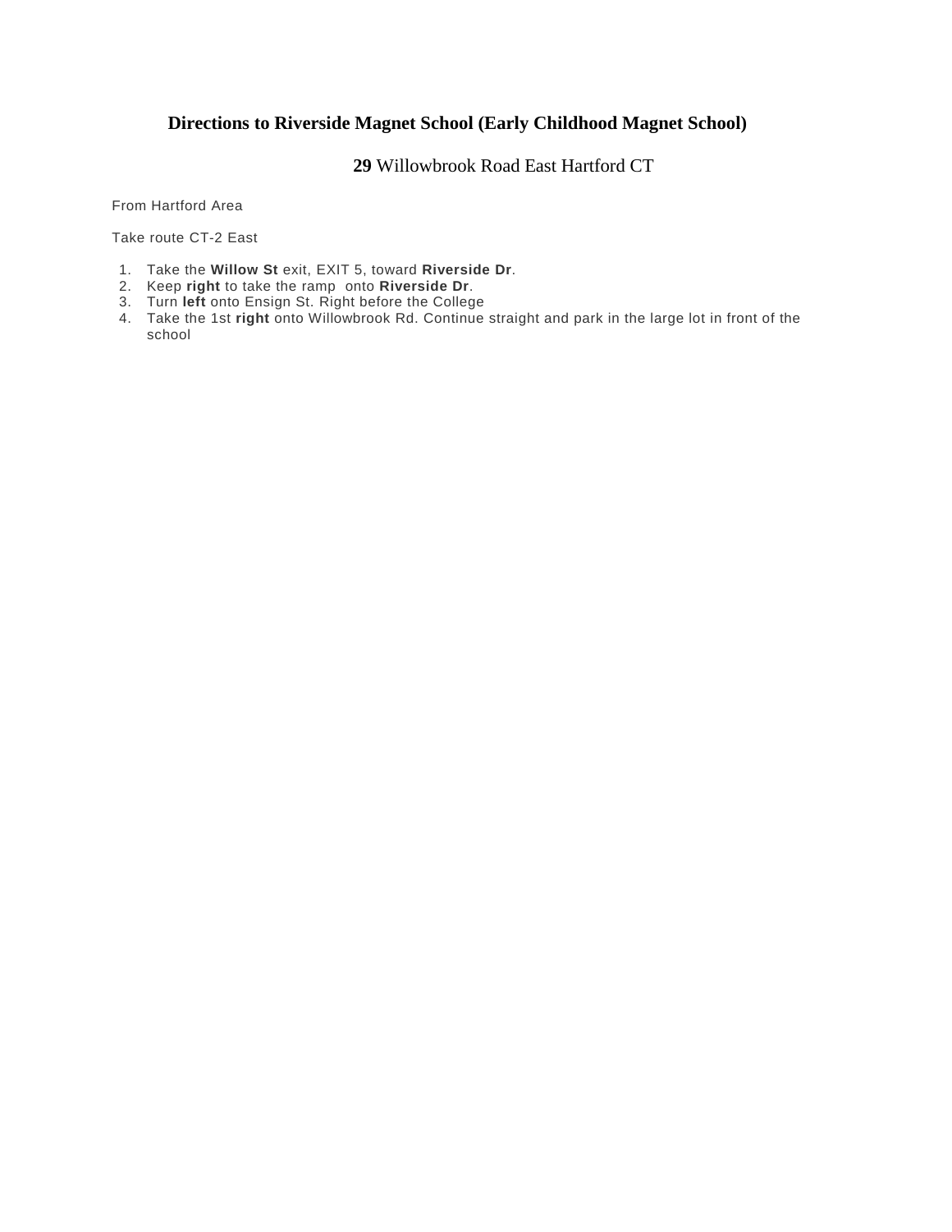## Directions to Riverside Magnet School (Early Childhood Magnet School)

**29** Willowbrook Road East Hartford CT

From Hartford Area

Take route CT-2 East

1. Take the **Willow St** exit, EXIT 5, toward **Riverside Dr**.
2. Keep **right** to take the ramp  onto **Riverside Dr**.
3. Turn **left** onto Ensign St. Right before the College
4. Take the 1st **right** onto Willowbrook Rd. Continue straight and park in the large lot in front of the school